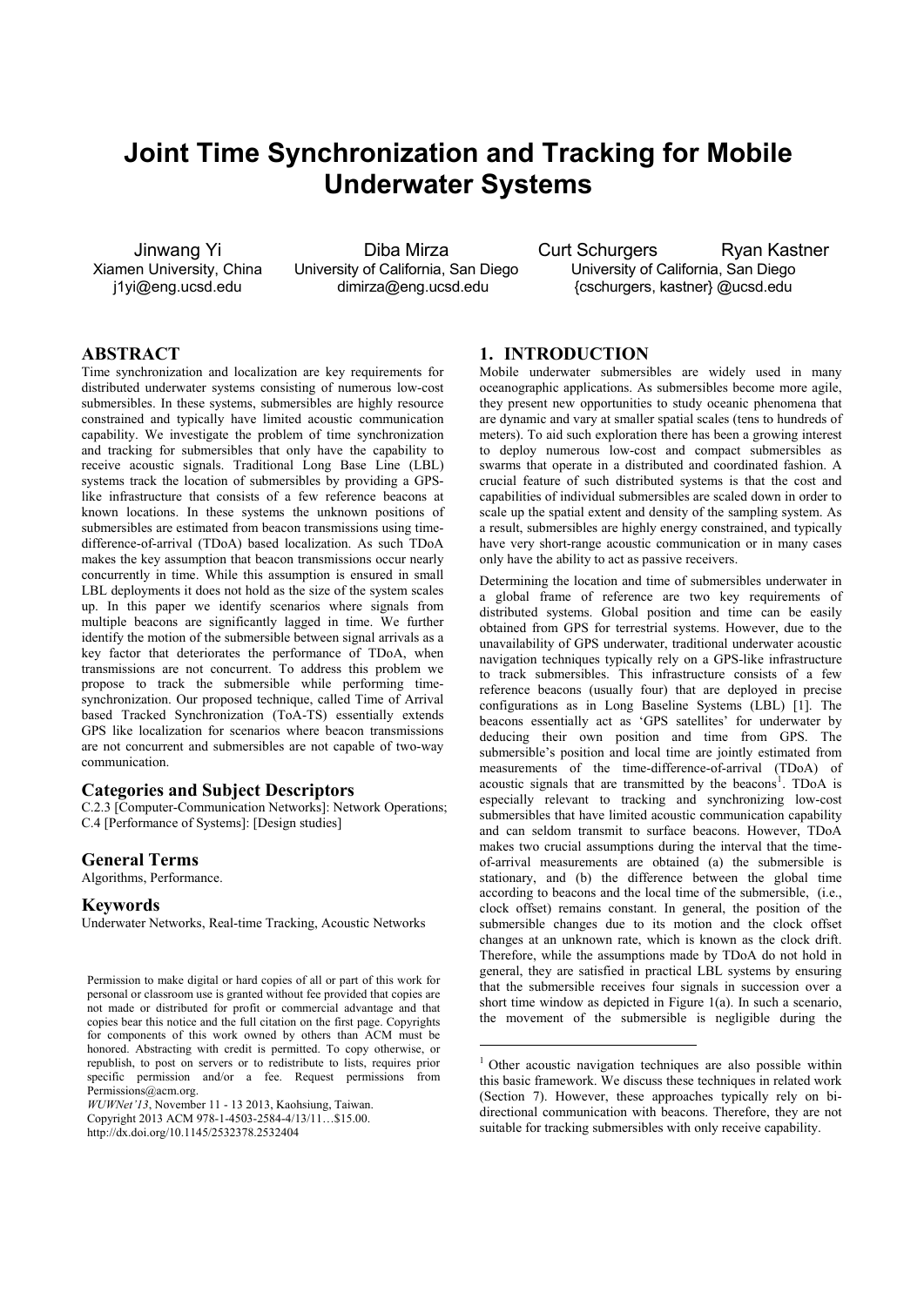# Joint Time Synchronization and Tracking for Mobile Underwater Systems

Jinwang Yi
Xiamen University, China
j1yi@eng.ucsd.edu

Diba Mirza
University of California, San Diego
dimirza@eng.ucsd.edu

Curt Schurgers Ryan Kastner
University of California, San Diego
{cschurgers, kastner} @ucsd.edu

## ABSTRACT

Time synchronization and localization are key requirements for distributed underwater systems consisting of numerous low-cost submersibles. In these systems, submersibles are highly resource constrained and typically have limited acoustic communication capability. We investigate the problem of time synchronization and tracking for submersibles that only have the capability to receive acoustic signals. Traditional Long Base Line (LBL) systems track the location of submersibles by providing a GPS-like infrastructure that consists of a few reference beacons at known locations. In these systems the unknown positions of submersibles are estimated from beacon transmissions using time-difference-of-arrival (TDoA) based localization. As such TDoA makes the key assumption that beacon transmissions occur nearly concurrently in time. While this assumption is ensured in small LBL deployments it does not hold as the size of the system scales up. In this paper we identify scenarios where signals from multiple beacons are significantly lagged in time. We further identify the motion of the submersible between signal arrivals as a key factor that deteriorates the performance of TDoA, when transmissions are not concurrent. To address this problem we propose to track the submersible while performing time-synchronization. Our proposed technique, called Time of Arrival based Tracked Synchronization (ToA-TS) essentially extends GPS like localization for scenarios where beacon transmissions are not concurrent and submersibles are not capable of two-way communication.

### Categories and Subject Descriptors

C.2.3 [Computer-Communication Networks]: Network Operations; C.4 [Performance of Systems]: [Design studies]

### General Terms

Algorithms, Performance.

### Keywords

Underwater Networks, Real-time Tracking, Acoustic Networks

Permission to make digital or hard copies of all or part of this work for personal or classroom use is granted without fee provided that copies are not made or distributed for profit or commercial advantage and that copies bear this notice and the full citation on the first page. Copyrights for components of this work owned by others than ACM must be honored. Abstracting with credit is permitted. To copy otherwise, or republish, to post on servers or to redistribute to lists, requires prior specific permission and/or a fee. Request permissions from Permissions@acm.org.
*WUWNet'13*, November 11 - 13 2013, Kaohsiung, Taiwan.
Copyright 2013 ACM 978-1-4503-2584-4/13/11…$15.00.
http://dx.doi.org/10.1145/2532378.2532404

## 1. INTRODUCTION

Mobile underwater submersibles are widely used in many oceanographic applications. As submersibles become more agile, they present new opportunities to study oceanic phenomena that are dynamic and vary at smaller spatial scales (tens to hundreds of meters). To aid such exploration there has been a growing interest to deploy numerous low-cost and compact submersibles as swarms that operate in a distributed and coordinated fashion. A crucial feature of such distributed systems is that the cost and capabilities of individual submersibles are scaled down in order to scale up the spatial extent and density of the sampling system. As a result, submersibles are highly energy constrained, and typically have very short-range acoustic communication or in many cases only have the ability to act as passive receivers.

Determining the location and time of submersibles underwater in a global frame of reference are two key requirements of distributed systems. Global position and time can be easily obtained from GPS for terrestrial systems. However, due to the unavailability of GPS underwater, traditional underwater acoustic navigation techniques typically rely on a GPS-like infrastructure to track submersibles. This infrastructure consists of a few reference beacons (usually four) that are deployed in precise configurations as in Long Baseline Systems (LBL) [1]. The beacons essentially act as 'GPS satellites' for underwater by deducing their own position and time from GPS. The submersible's position and local time are jointly estimated from measurements of the time-difference-of-arrival (TDoA) of acoustic signals that are transmitted by the beacons[1]. TDoA is especially relevant to tracking and synchronizing low-cost submersibles that have limited acoustic communication capability and can seldom transmit to surface beacons. However, TDoA makes two crucial assumptions during the interval that the time-of-arrival measurements are obtained (a) the submersible is stationary, and (b) the difference between the global time according to beacons and the local time of the submersible, (i.e., clock offset) remains constant. In general, the position of the submersible changes due to its motion and the clock offset changes at an unknown rate, which is known as the clock drift. Therefore, while the assumptions made by TDoA do not hold in general, they are satisfied in practical LBL systems by ensuring that the submersible receives four signals in succession over a short time window as depicted in Figure 1(a). In such a scenario, the movement of the submersible is negligible during the

[1] Other acoustic navigation techniques are also possible within this basic framework. We discuss these techniques in related work (Section 7). However, these approaches typically rely on bi-directional communication with beacons. Therefore, they are not suitable for tracking submersibles with only receive capability.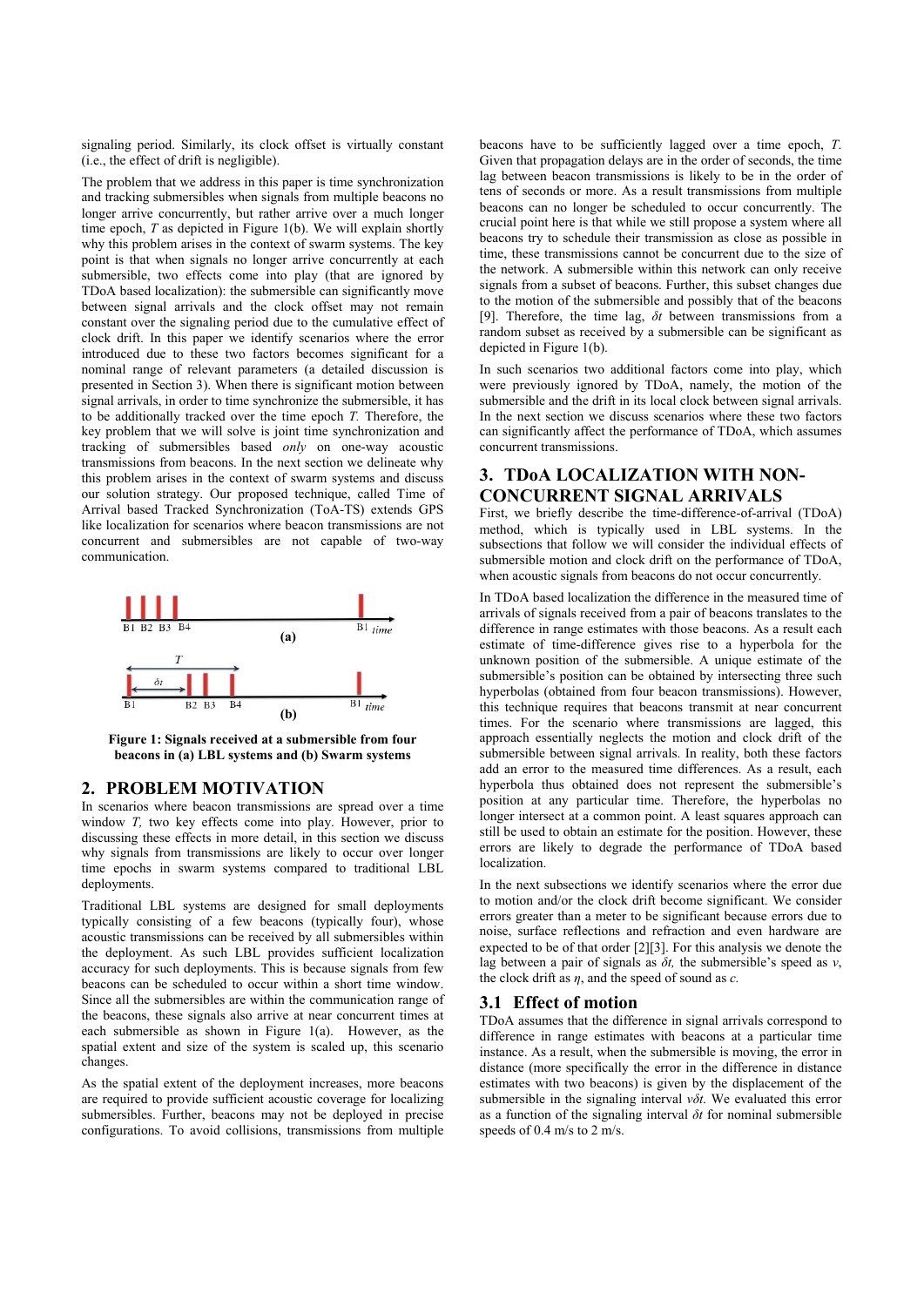signaling period. Similarly, its clock offset is virtually constant (i.e., the effect of drift is negligible).

The problem that we address in this paper is time synchronization and tracking submersibles when signals from multiple beacons no longer arrive concurrently, but rather arrive over a much longer time epoch, $T$ as depicted in Figure 1(b). We will explain shortly why this problem arises in the context of swarm systems. The key point is that when signals no longer arrive concurrently at each submersible, two effects come into play (that are ignored by TDoA based localization): the submersible can significantly move between signal arrivals and the clock offset may not remain constant over the signaling period due to the cumulative effect of clock drift. In this paper we identify scenarios where the error introduced due to these two factors becomes significant for a nominal range of relevant parameters (a detailed discussion is presented in Section 3). When there is significant motion between signal arrivals, in order to time synchronize the submersible, it has to be additionally tracked over the time epoch $T$. Therefore, the key problem that we will solve is joint time synchronization and tracking of submersibles based *only* on one-way acoustic transmissions from beacons. In the next section we delineate why this problem arises in the context of swarm systems and discuss our solution strategy. Our proposed technique, called Time of Arrival based Tracked Synchronization (ToA-TS) extends GPS like localization for scenarios where beacon transmissions are not concurrent and submersibles are not capable of two-way communication.

B1 B2 B3 B4
B1 time
(a)
T
δt
B1
B2 B3 B4
B1 time
(b)

**Figure 1: Signals received at a submersible from four beacons in (a) LBL systems and (b) Swarm systems**

## 2. PROBLEM MOTIVATION

In scenarios where beacon transmissions are spread over a time window $T$, two key effects come into play. However, prior to discussing these effects in more detail, in this section we discuss why signals from transmissions are likely to occur over longer time epochs in swarm systems compared to traditional LBL deployments.

Traditional LBL systems are designed for small deployments typically consisting of a few beacons (typically four), whose acoustic transmissions can be received by all submersibles within the deployment. As such LBL provides sufficient localization accuracy for such deployments. This is because signals from few beacons can be scheduled to occur within a short time window. Since all the submersibles are within the communication range of the beacons, these signals also arrive at near concurrent times at each submersible as shown in Figure 1(a). However, as the spatial extent and size of the system is scaled up, this scenario changes.

As the spatial extent of the deployment increases, more beacons are required to provide sufficient acoustic coverage for localizing submersibles. Further, beacons may not be deployed in precise configurations. To avoid collisions, transmissions from multiple beacons have to be sufficiently lagged over a time epoch, $T$. Given that propagation delays are in the order of seconds, the time lag between beacon transmissions is likely to be in the order of tens of seconds or more. As a result transmissions from multiple beacons can no longer be scheduled to occur concurrently. The crucial point here is that while we still propose a system where all beacons try to schedule their transmission as close as possible in time, these transmissions cannot be concurrent due to the size of the network. A submersible within this network can only receive signals from a subset of beacons. Further, this subset changes due to the motion of the submersible and possibly that of the beacons [9]. Therefore, the time lag, $\delta t$ between transmissions from a random subset as received by a submersible can be significant as depicted in Figure 1(b).

In such scenarios two additional factors come into play, which were previously ignored by TDoA, namely, the motion of the submersible and the drift in its local clock between signal arrivals. In the next section we discuss scenarios where these two factors can significantly affect the performance of TDoA, which assumes concurrent transmissions.

## 3. TDoA LOCALIZATION WITH NON-CONCURRENT SIGNAL ARRIVALS

First, we briefly describe the time-difference-of-arrival (TDoA) method, which is typically used in LBL systems. In the subsections that follow we will consider the individual effects of submersible motion and clock drift on the performance of TDoA, when acoustic signals from beacons do not occur concurrently.

In TDoA based localization the difference in the measured time of arrivals of signals received from a pair of beacons translates to the difference in range estimates with those beacons. As a result each estimate of time-difference gives rise to a hyperbola for the unknown position of the submersible. A unique estimate of the submersible's position can be obtained by intersecting three such hyperbolas (obtained from four beacon transmissions). However, this technique requires that beacons transmit at near concurrent times. For the scenario where transmissions are lagged, this approach essentially neglects the motion and clock drift of the submersible between signal arrivals. In reality, both these factors add an error to the measured time differences. As a result, each hyperbola thus obtained does not represent the submersible's position at any particular time. Therefore, the hyperbolas no longer intersect at a common point. A least squares approach can still be used to obtain an estimate for the position. However, these errors are likely to degrade the performance of TDoA based localization.

In the next subsections we identify scenarios where the error due to motion and/or the clock drift become significant. We consider errors greater than a meter to be significant because errors due to noise, surface reflections and refraction and even hardware are expected to be of that order [2][3]. For this analysis we denote the lag between a pair of signals as $\delta t$, the submersible's speed as $v$, the clock drift as $\eta$, and the speed of sound as $c$.

### 3.1 Effect of motion

TDoA assumes that the difference in signal arrivals correspond to difference in range estimates with beacons at a particular time instance. As a result, when the submersible is moving, the error in distance (more specifically the error in the difference in distance estimates with two beacons) is given by the displacement of the submersible in the signaling interval $v\delta t$. We evaluated this error as a function of the signaling interval $\delta t$ for nominal submersible speeds of 0.4 m/s to 2 m/s.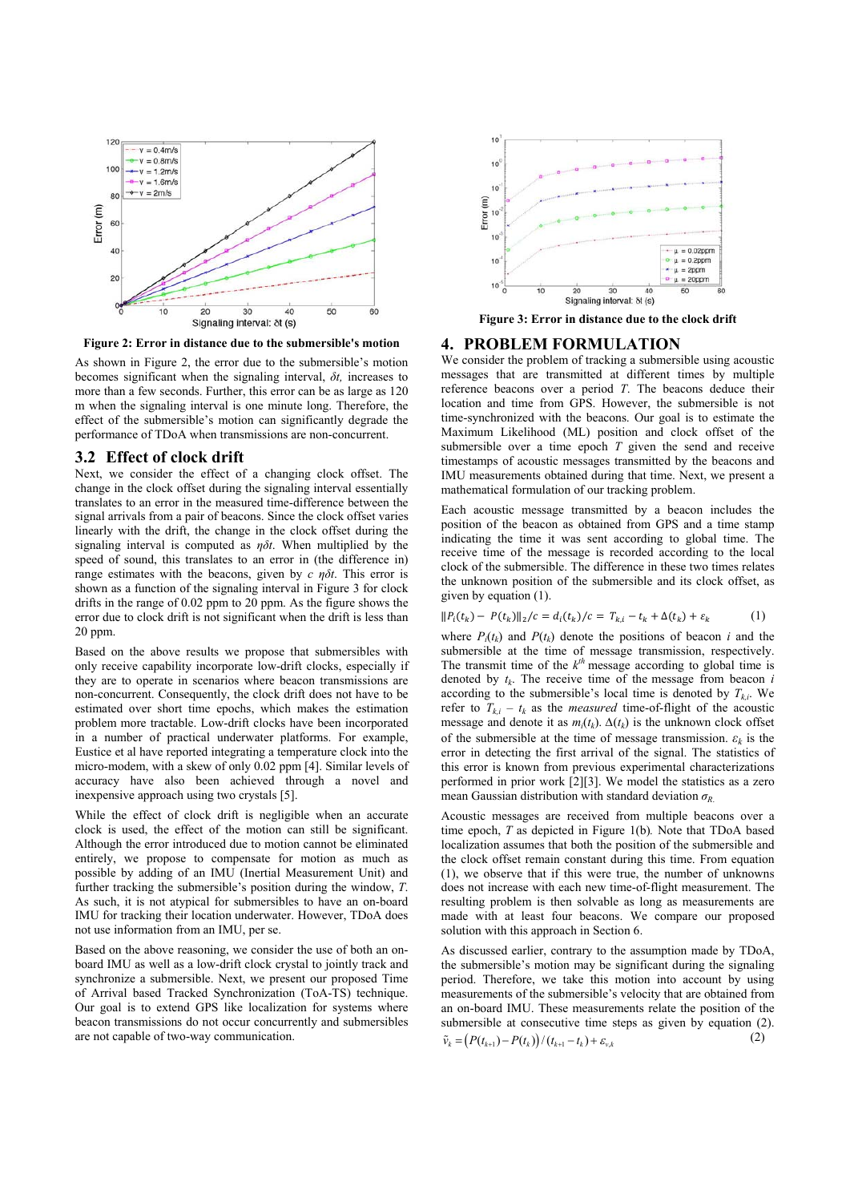120
100
80
60
40
20
0
Error (m)
0 10 20 30 40 50 60
Signaling Interval: δt (s)
v = 0.4m/s
v = 0.8m/s
v = 1.2m/s
v = 1.6m/s
v = 2m/s

**Figure 2: Error in distance due to the submersible's motion**

As shown in Figure 2, the error due to the submersible's motion becomes significant when the signaling interval, $\delta t$, increases to more than a few seconds. Further, this error can be as large as 120 m when the signaling interval is one minute long. Therefore, the effect of the submersible's motion can significantly degrade the performance of TDoA when transmissions are non-concurrent.

## 3.2 Effect of clock drift

Next, we consider the effect of a changing clock offset. The change in the clock offset during the signaling interval essentially translates to an error in the measured time-difference between the signal arrivals from a pair of beacons. Since the clock offset varies linearly with the drift, the change in the clock offset during the signaling interval is computed as $\eta\delta t$. When multiplied by the speed of sound, this translates to an error in (the difference in) range estimates with the beacons, given by $c\ \eta\delta t$. This error is shown as a function of the signaling interval in Figure 3 for clock drifts in the range of 0.02 ppm to 20 ppm. As the figure shows the error due to clock drift is not significant when the drift is less than 20 ppm.

Based on the above results we propose that submersibles with only receive capability incorporate low-drift clocks, especially if they are to operate in scenarios where beacon transmissions are non-concurrent. Consequently, the clock drift does not have to be estimated over short time epochs, which makes the estimation problem more tractable. Low-drift clocks have been incorporated in a number of practical underwater platforms. For example, Eustice et al have reported integrating a temperature clock into the micro-modem, with a skew of only 0.02 ppm [4]. Similar levels of accuracy have also been achieved through a novel and inexpensive approach using two crystals [5].

While the effect of clock drift is negligible when an accurate clock is used, the effect of the motion can still be significant. Although the error introduced due to motion cannot be eliminated entirely, we propose to compensate for motion as much as possible by adding of an IMU (Inertial Measurement Unit) and further tracking the submersible's position during the window, $T$. As such, it is not atypical for submersibles to have an on-board IMU for tracking their location underwater. However, TDoA does not use information from an IMU, per se.

Based on the above reasoning, we consider the use of both an on-board IMU as well as a low-drift clock crystal to jointly track and synchronize a submersible. Next, we present our proposed Time of Arrival based Tracked Synchronization (ToA-TS) technique. Our goal is to extend GPS like localization for systems where beacon transmissions do not occur concurrently and submersibles are not capable of two-way communication.

$10^1$
$10^0$
$10^{-1}$
$10^{-2}$
$10^{-3}$
$10^{-4}$
$10^{-5}$
Error (m)
0 10 20 30 40 50 60
Signaling interval: δt (s)
μ = 0.02ppm
μ = 0.2ppm
μ = 2ppm
μ = 20ppm

**Figure 3: Error in distance due to the clock drift**

# 4. PROBLEM FORMULATION

We consider the problem of tracking a submersible using acoustic messages that are transmitted at different times by multiple reference beacons over a period $T$. The beacons deduce their location and time from GPS. However, the submersible is not time-synchronized with the beacons. Our goal is to estimate the Maximum Likelihood (ML) position and clock offset of the submersible over a time epoch $T$ given the send and receive timestamps of acoustic messages transmitted by the beacons and IMU measurements obtained during that time. Next, we present a mathematical formulation of our tracking problem.

Each acoustic message transmitted by a beacon includes the position of the beacon as obtained from GPS and a time stamp indicating the time it was sent according to global time. The receive time of the message is recorded according to the local clock of the submersible. The difference in these two times relates the unknown position of the submersible and its clock offset, as given by equation (1).

$$\|P_i(t_k) - P(t_k)\|_2/c = d_i(t_k)/c = T_{k,i} - t_k + \Delta(t_k) + \varepsilon_k \qquad (1)$$

where $P_i(t_k)$ and $P(t_k)$ denote the positions of beacon $i$ and the submersible at the time of message transmission, respectively. The transmit time of the $k^{th}$ message according to global time is denoted by $t_k$. The receive time of the message from beacon $i$ according to the submersible's local time is denoted by $T_{k,i}$. We refer to $T_{k,i} - t_k$ as the *measured* time-of-flight of the acoustic message and denote it as $m_i(t_k)$. $\Delta(t_k)$ is the unknown clock offset of the submersible at the time of message transmission. $\varepsilon_k$ is the error in detecting the first arrival of the signal. The statistics of this error is known from previous experimental characterizations performed in prior work [2][3]. We model the statistics as a zero mean Gaussian distribution with standard deviation $\sigma_R$.

Acoustic messages are received from multiple beacons over a time epoch, $T$ as depicted in Figure 1(b). Note that TDoA based localization assumes that both the position of the submersible and the clock offset remain constant during this time. From equation (1), we observe that if this were true, the number of unknowns does not increase with each new time-of-flight measurement. The resulting problem is then solvable as long as measurements are made with at least four beacons. We compare our proposed solution with this approach in Section 6.

As discussed earlier, contrary to the assumption made by TDoA, the submersible's motion may be significant during the signaling period. Therefore, we take this motion into account by using measurements of the submersible's velocity that are obtained from an on-board IMU. These measurements relate the position of the submersible at consecutive time steps as given by equation (2).

$$\tilde{v}_k = \left(P(t_{k+1}) - P(t_k)\right)/\left(t_{k+1} - t_k\right) + \varepsilon_{v,k} \qquad (2)$$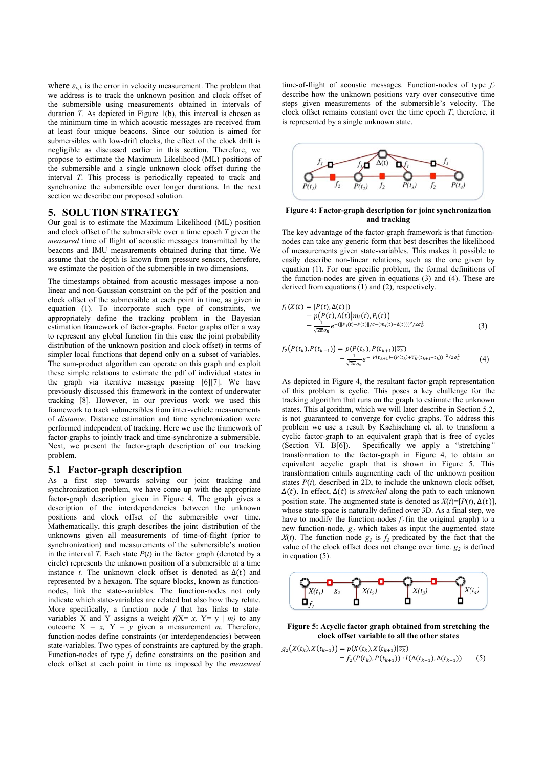where $\varepsilon_{v,k}$ is the error in velocity measurement. The problem that we address is to track the unknown position and clock offset of the submersible using measurements obtained in intervals of duration *T*. As depicted in Figure 1(b), this interval is chosen as the minimum time in which acoustic messages are received from at least four unique beacons. Since our solution is aimed for submersibles with low-drift clocks, the effect of the clock drift is negligible as discussed earlier in this section. Therefore, we propose to estimate the Maximum Likelihood (ML) positions of the submersible and a single unknown clock offset during the interval *T*. This process is periodically repeated to track and synchronize the submersible over longer durations. In the next section we describe our proposed solution.

## 5. SOLUTION STRATEGY

Our goal is to estimate the Maximum Likelihood (ML) position and clock offset of the submersible over a time epoch *T* given the *measured* time of flight of acoustic messages transmitted by the beacons and IMU measurements obtained during that time. We assume that the depth is known from pressure sensors, therefore, we estimate the position of the submersible in two dimensions.

The timestamps obtained from acoustic messages impose a non-linear and non-Gaussian constraint on the pdf of the position and clock offset of the submersible at each point in time, as given in equation (1). To incorporate such type of constraints, we appropriately define the tracking problem in the Bayesian estimation framework of factor-graphs. Factor graphs offer a way to represent any global function (in this case the joint probability distribution of the unknown position and clock offset) in terms of simpler local functions that depend only on a subset of variables. The sum-product algorithm can operate on this graph and exploit these simple relations to estimate the pdf of individual states in the graph via iterative message passing [6][7]. We have previously discussed this framework in the context of underwater tracking [8]. However, in our previous work we used this framework to track submersibles from inter-vehicle measurements of *distance*. Distance estimation and time synchronization were performed independent of tracking. Here we use the framework of factor-graphs to jointly track and time-synchronize a submersible. Next, we present the factor-graph description of our tracking problem.

### 5.1 Factor-graph description

As a first step towards solving our joint tracking and synchronization problem, we have come up with the appropriate factor-graph description given in Figure 4. The graph gives a description of the interdependencies between the unknown positions and clock offset of the submersible over time. Mathematically, this graph describes the joint distribution of the unknowns given all measurements of time-of-flight (prior to synchronization) and measurements of the submersible's motion in the interval *T*. Each state *P*(*t*) in the factor graph (denoted by a circle) represents the unknown position of a submersible at a time instance *t*. The unknown clock offset is denoted as $\Delta(t)$ and represented by a hexagon. The square blocks, known as function-nodes, link the state-variables. The function-nodes not only indicate which state-variables are related but also how they relate. More specifically, a function node *f* that has links to state-variables X and Y assigns a weight *f*(X= *x*, Y= y | *m)* to any outcome X = *x*, Y = *y* given a measurement *m*. Therefore, function-nodes define constraints (or interdependencies) between state-variables. Two types of constraints are captured by the graph. Function-nodes of type $f_1$ define constraints on the position and clock offset at each point in time as imposed by the *measured* time-of-flight of acoustic messages. Function-nodes of type $f_2$ describe how the unknown positions vary over consecutive time steps given measurements of the submersible's velocity. The clock offset remains constant over the time epoch *T*, therefore, it is represented by a single unknown state.

**Figure 4: Factor-graph description for joint synchronization and tracking**

The key advantage of the factor-graph framework is that function-nodes can take any generic form that best describes the likelihood of measurements given state-variables. This makes it possible to easily describe non-linear relations, such as the one given by equation (1). For our specific problem, the formal definitions of the function-nodes are given in equations (3) and (4). These are derived from equations (1) and (2), respectively.

$$
\begin{aligned}
f_1(X(t) &= [P(t), \Delta(t)]) \\
&= p\big(P(t), \Delta(t) \big| m_i(t), P_i(t)\big) \\
&= \tfrac{1}{\sqrt{2\pi}\sigma_R} e^{-(\|P_i(t)-P(t)\|/c-(m_i(t)+\Delta(t)))^2/2\sigma_R^2}
\end{aligned} \qquad (3)
$$

$$
\begin{aligned}
f_2\big(P(t_k), P(t_{k+1})\big) &= p\big(P(t_k), P(t_{k+1}) \big| \overline{v_k}\big) \\
&= \tfrac{1}{\sqrt{2\pi}\sigma_v} e^{-\|P(t_{k+1})-(P(t_k)+\overline{v_k}(t_{k+1}-t_k))\|^2/2\sigma_v^2}
\end{aligned} \qquad (4)
$$

As depicted in Figure 4, the resultant factor-graph representation of this problem is cyclic. This poses a key challenge for the tracking algorithm that runs on the graph to estimate the unknown states. This algorithm, which we will later describe in Section 5.2, is not guaranteed to converge for cyclic graphs. To address this problem we use a result by Kschischang et. al. to transform a cyclic factor-graph to an equivalent graph that is free of cycles (Section VI. B[6]). Specifically we apply a "stretching" transformation to the factor-graph in Figure 4, to obtain an equivalent acyclic graph that is shown in Figure 5. This transformation entails augmenting each of the unknown position states *P*(*t*)*,* described in 2D, to include the unknown clock offset, $\Delta(t)$. In effect, $\Delta(t)$ is *stretched* along the path to each unknown position state. The augmented state is denoted as *X*(*t*)=[*P*(*t*), $\Delta(t)$], whose state-space is naturally defined over 3D. As a final step, we have to modify the function-nodes $f_2$ (in the original graph) to a new function-node, $g_2$ which takes as input the augmented state *X*(*t*). The function node $g_2$ is $f_2$ predicated by the fact that the value of the clock offset does not change over time. $g_2$ is defined in equation (5).

**Figure 5: Acyclic factor graph obtained from stretching the clock offset variable to all the other states**

$$
\begin{aligned}
g_2\big(X(t_k), X(t_{k+1})\big) &= p\big(X(t_k), X(t_{k+1}) \big| \overline{v_k}\big) \\
&= f_2\big(P(t_k), P(t_{k+1})\big) \cdot I\big(\Delta(t_{k+1}), \Delta(t_{k+1})\big)
\end{aligned} \qquad (5)
$$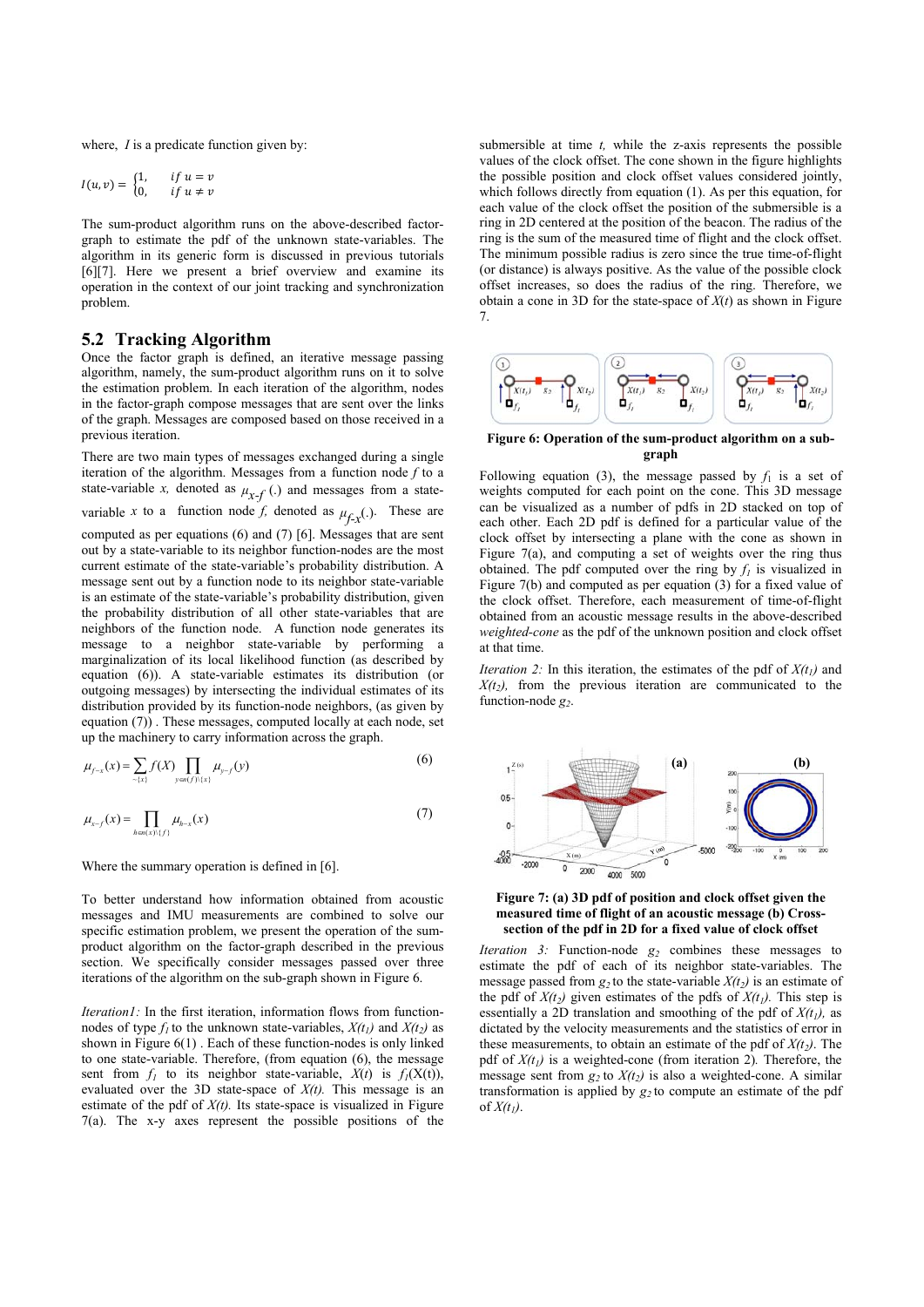where, $I$ is a predicate function given by:

$$I(u,v) = \begin{cases} 1, & if\ u = v \\ 0, & if\ u \neq v \end{cases}$$

The sum-product algorithm runs on the above-described factor-graph to estimate the pdf of the unknown state-variables. The algorithm in its generic form is discussed in previous tutorials [6][7]. Here we present a brief overview and examine its operation in the context of our joint tracking and synchronization problem.

## 5.2 Tracking Algorithm

Once the factor graph is defined, an iterative message passing algorithm, namely, the sum-product algorithm runs on it to solve the estimation problem. In each iteration of the algorithm, nodes in the factor-graph compose messages that are sent over the links of the graph. Messages are composed based on those received in a previous iteration.

There are two main types of messages exchanged during a single iteration of the algorithm. Messages from a function node $f$ to a state-variable $x$, denoted as $\mu_{x\text{-}f}$ (.) and messages from a state-variable $x$ to a function node $f$, denoted as $\mu_{f\text{-}x}(.)$. These are computed as per equations (6) and (7) [6]. Messages that are sent out by a state-variable to its neighbor function-nodes are the most current estimate of the state-variable's probability distribution. A message sent out by a function node to its neighbor state-variable is an estimate of the state-variable's probability distribution, given the probability distribution of all other state-variables that are neighbors of the function node. A function node generates its message to a neighbor state-variable by performing a marginalization of its local likelihood function (as described by equation (6)). A state-variable estimates its distribution (or outgoing messages) by intersecting the individual estimates of its distribution provided by its function-node neighbors, (as given by equation (7)) . These messages, computed locally at each node, set up the machinery to carry information across the graph.

$$\mu_{f\to x}(x) = \sum_{\sim\{x\}} f(X) \prod_{y\in n(f)\setminus\{x\}} \mu_{y\to f}(y) \qquad (6)$$

$$\mu_{x\to f}(x) = \prod_{h\in n(x)\setminus\{f\}} \mu_{h\to x}(x) \qquad (7)$$

Where the summary operation is defined in [6].

To better understand how information obtained from acoustic messages and IMU measurements are combined to solve our specific estimation problem, we present the operation of the sum-product algorithm on the factor-graph described in the previous section. We specifically consider messages passed over three iterations of the algorithm on the sub-graph shown in Figure 6.

*Iteration1:* In the first iteration, information flows from function-nodes of type $f_1$ to the unknown state-variables, $X(t_1)$ and $X(t_2)$ as shown in Figure 6(1) . Each of these function-nodes is only linked to one state-variable. Therefore, (from equation (6), the message sent from $f_1$ to its neighbor state-variable, $X(t)$ is $f_1(X(t))$, evaluated over the 3D state-space of $X(t)$. This message is an estimate of the pdf of $X(t)$. Its state-space is visualized in Figure 7(a). The x-y axes represent the possible positions of the submersible at time $t$, while the z-axis represents the possible values of the clock offset. The cone shown in the figure highlights the possible position and clock offset values considered jointly, which follows directly from equation (1). As per this equation, for each value of the clock offset the position of the submersible is a ring in 2D centered at the position of the beacon. The radius of the ring is the sum of the measured time of flight and the clock offset. The minimum possible radius is zero since the true time-of-flight (or distance) is always positive. As the value of the possible clock offset increases, so does the radius of the ring. Therefore, we obtain a cone in 3D for the state-space of $X(t)$ as shown in Figure 7.

**Figure 6: Operation of the sum-product algorithm on a sub-graph**

Following equation (3), the message passed by $f_1$ is a set of weights computed for each point on the cone. This 3D message can be visualized as a number of pdfs in 2D stacked on top of each other. Each 2D pdf is defined for a particular value of the clock offset by intersecting a plane with the cone as shown in Figure 7(a), and computing a set of weights over the ring thus obtained. The pdf computed over the ring by $f_1$ is visualized in Figure 7(b) and computed as per equation (3) for a fixed value of the clock offset. Therefore, each measurement of time-of-flight obtained from an acoustic message results in the above-described *weighted-cone* as the pdf of the unknown position and clock offset at that time.

*Iteration 2:* In this iteration, the estimates of the pdf of $X(t_1)$ and $X(t_2)$, from the previous iteration are communicated to the function-node $g_2$.

**Figure 7: (a) 3D pdf of position and clock offset given the measured time of flight of an acoustic message (b) Cross-section of the pdf in 2D for a fixed value of clock offset**

*Iteration 3:* Function-node $g_2$ combines these messages to estimate the pdf of each of its neighbor state-variables. The message passed from $g_2$ to the state-variable $X(t_2)$ is an estimate of the pdf of $X(t_2)$ given estimates of the pdfs of $X(t_1)$. This step is essentially a 2D translation and smoothing of the pdf of $X(t_1)$, as dictated by the velocity measurements and the statistics of error in these measurements, to obtain an estimate of the pdf of $X(t_2)$. The pdf of $X(t_1)$ is a weighted-cone (from iteration 2). Therefore, the message sent from $g_2$ to $X(t_2)$ is also a weighted-cone. A similar transformation is applied by $g_2$ to compute an estimate of the pdf of $X(t_1)$.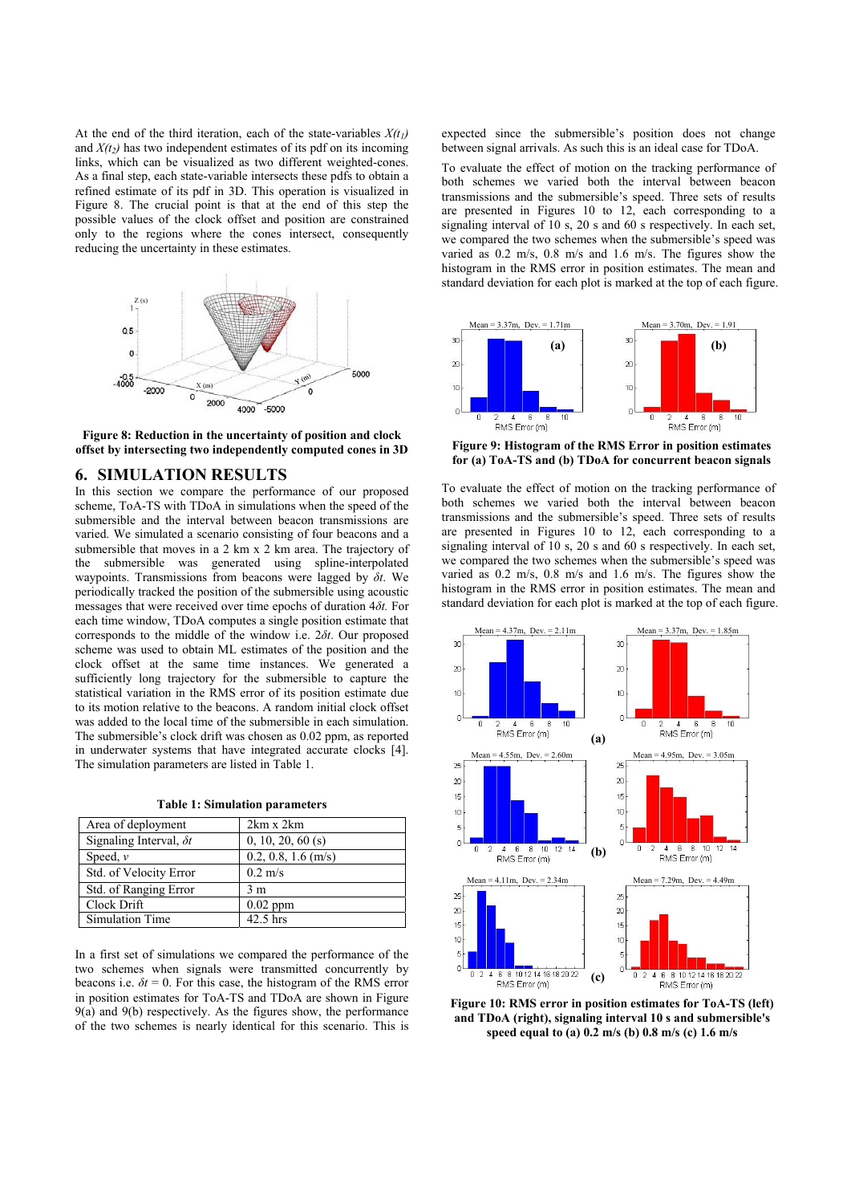At the end of the third iteration, each of the state-variables $X(t_1)$ and $X(t_2)$ has two independent estimates of its pdf on its incoming links, which can be visualized as two different weighted-cones. As a final step, each state-variable intersects these pdfs to obtain a refined estimate of its pdf in 3D. This operation is visualized in Figure 8. The crucial point is that at the end of this step the possible values of the clock offset and position are constrained only to the regions where the cones intersect, consequently reducing the uncertainty in these estimates.

**Figure 8: Reduction in the uncertainty of position and clock offset by intersecting two independently computed cones in 3D**

## 6. SIMULATION RESULTS

In this section we compare the performance of our proposed scheme, ToA-TS with TDoA in simulations when the speed of the submersible and the interval between beacon transmissions are varied. We simulated a scenario consisting of four beacons and a submersible that moves in a 2 km x 2 km area. The trajectory of the submersible was generated using spline-interpolated waypoints. Transmissions from beacons were lagged by $\delta t$. We periodically tracked the position of the submersible using acoustic messages that were received over time epochs of duration $4\delta t$. For each time window, TDoA computes a single position estimate that corresponds to the middle of the window i.e. $2\delta t$. Our proposed scheme was used to obtain ML estimates of the position and the clock offset at the same time instances. We generated a sufficiently long trajectory for the submersible to capture the statistical variation in the RMS error of its position estimate due to its motion relative to the beacons. A random initial clock offset was added to the local time of the submersible in each simulation. The submersible's clock drift was chosen as 0.02 ppm, as reported in underwater systems that have integrated accurate clocks [4]. The simulation parameters are listed in Table 1.

**Table 1: Simulation parameters**

| Area of deployment | 2km x 2km |
|---|---|
| Signaling Interval, $\delta t$ | 0, 10, 20, 60 (s) |
| Speed, $v$ | 0.2, 0.8, 1.6 (m/s) |
| Std. of Velocity Error | 0.2 m/s |
| Std. of Ranging Error | 3 m |
| Clock Drift | 0.02 ppm |
| Simulation Time | 42.5 hrs |

In a first set of simulations we compared the performance of the two schemes when signals were transmitted concurrently by beacons i.e. $\delta t = 0$. For this case, the histogram of the RMS error in position estimates for ToA-TS and TDoA are shown in Figure 9(a) and 9(b) respectively. As the figures show, the performance of the two schemes is nearly identical for this scenario. This is expected since the submersible's position does not change between signal arrivals. As such this is an ideal case for TDoA.

To evaluate the effect of motion on the tracking performance of both schemes we varied both the interval between beacon transmissions and the submersible's speed. Three sets of results are presented in Figures 10 to 12, each corresponding to a signaling interval of 10 s, 20 s and 60 s respectively. In each set, we compared the two schemes when the submersible's speed was varied as 0.2 m/s, 0.8 m/s and 1.6 m/s. The figures show the histogram in the RMS error in position estimates. The mean and standard deviation for each plot is marked at the top of each figure.

**Figure 9: Histogram of the RMS Error in position estimates for (a) ToA-TS and (b) TDoA for concurrent beacon signals**

To evaluate the effect of motion on the tracking performance of both schemes we varied both the interval between beacon transmissions and the submersible's speed. Three sets of results are presented in Figures 10 to 12, each corresponding to a signaling interval of 10 s, 20 s and 60 s respectively. In each set, we compared the two schemes when the submersible's speed was varied as 0.2 m/s, 0.8 m/s and 1.6 m/s. The figures show the histogram in the RMS error in position estimates. The mean and standard deviation for each plot is marked at the top of each figure.

**Figure 10: RMS error in position estimates for ToA-TS (left) and TDoA (right), signaling interval 10 s and submersible's speed equal to (a) 0.2 m/s (b) 0.8 m/s (c) 1.6 m/s**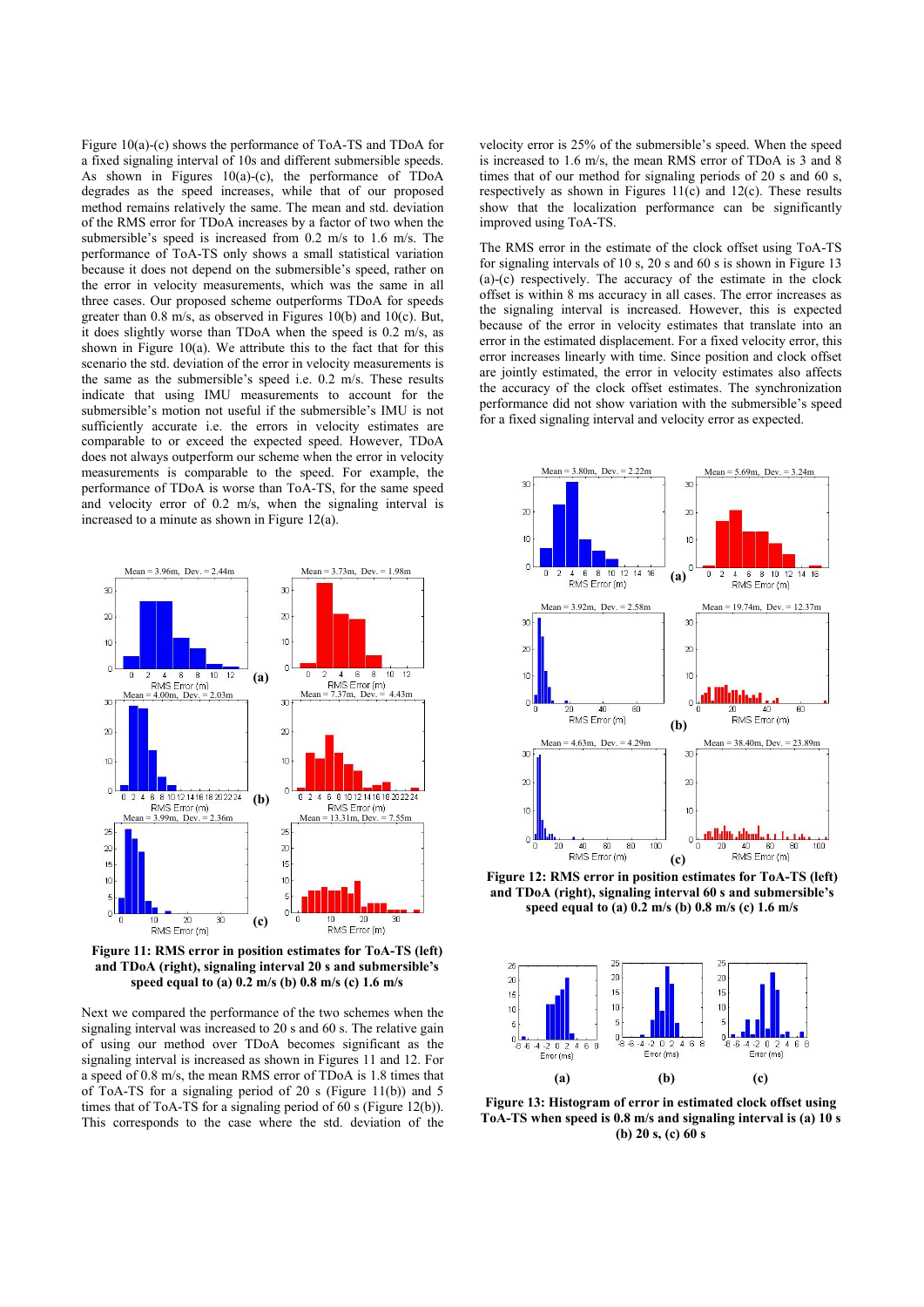Figure 10(a)-(c) shows the performance of ToA-TS and TDoA for a fixed signaling interval of 10s and different submersible speeds. As shown in Figures 10(a)-(c), the performance of TDoA degrades as the speed increases, while that of our proposed method remains relatively the same. The mean and std. deviation of the RMS error for TDoA increases by a factor of two when the submersible's speed is increased from 0.2 m/s to 1.6 m/s. The performance of ToA-TS only shows a small statistical variation because it does not depend on the submersible's speed, rather on the error in velocity measurements, which was the same in all three cases. Our proposed scheme outperforms TDoA for speeds greater than 0.8 m/s, as observed in Figures 10(b) and 10(c). But, it does slightly worse than TDoA when the speed is 0.2 m/s, as shown in Figure 10(a). We attribute this to the fact that for this scenario the std. deviation of the error in velocity measurements is the same as the submersible's speed i.e. 0.2 m/s. These results indicate that using IMU measurements to account for the submersible's motion not useful if the submersible's IMU is not sufficiently accurate i.e. the errors in velocity estimates are comparable to or exceed the expected speed. However, TDoA does not always outperform our scheme when the error in velocity measurements is comparable to the speed. For example, the performance of TDoA is worse than ToA-TS, for the same speed and velocity error of 0.2 m/s, when the signaling interval is increased to a minute as shown in Figure 12(a).

**Figure 11: RMS error in position estimates for ToA-TS (left) and TDoA (right), signaling interval 20 s and submersible's speed equal to (a) 0.2 m/s (b) 0.8 m/s (c) 1.6 m/s**

Next we compared the performance of the two schemes when the signaling interval was increased to 20 s and 60 s. The relative gain of using our method over TDoA becomes significant as the signaling interval is increased as shown in Figures 11 and 12. For a speed of 0.8 m/s, the mean RMS error of TDoA is 1.8 times that of ToA-TS for a signaling period of 20 s (Figure 11(b)) and 5 times that of ToA-TS for a signaling period of 60 s (Figure 12(b)). This corresponds to the case where the std. deviation of the velocity error is 25% of the submersible's speed. When the speed is increased to 1.6 m/s, the mean RMS error of TDoA is 3 and 8 times that of our method for signaling periods of 20 s and 60 s, respectively as shown in Figures 11(c) and 12(c). These results show that the localization performance can be significantly improved using ToA-TS.

The RMS error in the estimate of the clock offset using ToA-TS for signaling intervals of 10 s, 20 s and 60 s is shown in Figure 13 (a)-(c) respectively. The accuracy of the estimate in the clock offset is within 8 ms accuracy in all cases. The error increases as the signaling interval is increased. However, this is expected because of the error in velocity estimates that translate into an error in the estimated displacement. For a fixed velocity error, this error increases linearly with time. Since position and clock offset are jointly estimated, the error in velocity estimates also affects the accuracy of the clock offset estimates. The synchronization performance did not show variation with the submersible's speed for a fixed signaling interval and velocity error as expected.

**Figure 12: RMS error in position estimates for ToA-TS (left) and TDoA (right), signaling interval 60 s and submersible's speed equal to (a) 0.2 m/s (b) 0.8 m/s (c) 1.6 m/s**

**Figure 13: Histogram of error in estimated clock offset using ToA-TS when speed is 0.8 m/s and signaling interval is (a) 10 s (b) 20 s, (c) 60 s**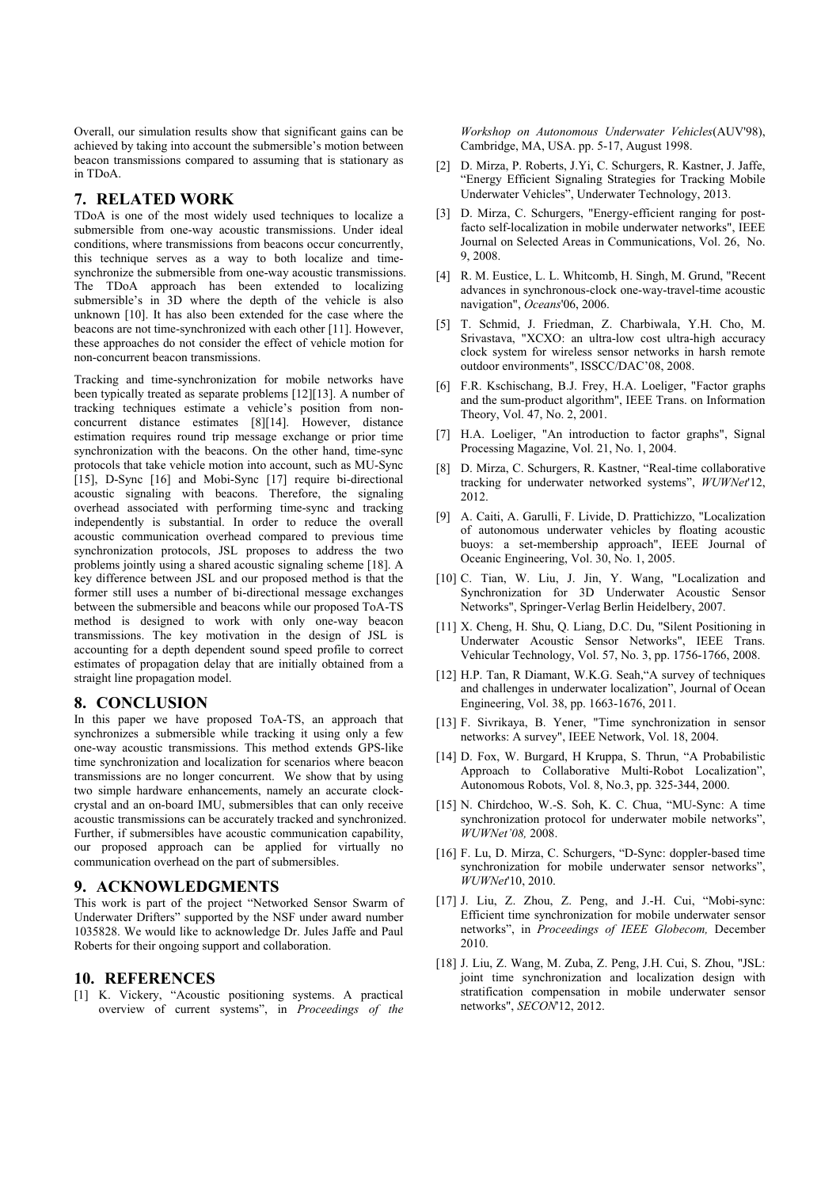Overall, our simulation results show that significant gains can be achieved by taking into account the submersible's motion between beacon transmissions compared to assuming that is stationary as in TDoA.

## 7. RELATED WORK

TDoA is one of the most widely used techniques to localize a submersible from one-way acoustic transmissions. Under ideal conditions, where transmissions from beacons occur concurrently, this technique serves as a way to both localize and time-synchronize the submersible from one-way acoustic transmissions. The TDoA approach has been extended to localizing submersible's in 3D where the depth of the vehicle is also unknown [10]. It has also been extended for the case where the beacons are not time-synchronized with each other [11]. However, these approaches do not consider the effect of vehicle motion for non-concurrent beacon transmissions.

Tracking and time-synchronization for mobile networks have been typically treated as separate problems [12][13]. A number of tracking techniques estimate a vehicle's position from non-concurrent distance estimates [8][14]. However, distance estimation requires round trip message exchange or prior time synchronization with the beacons. On the other hand, time-sync protocols that take vehicle motion into account, such as MU-Sync [15], D-Sync [16] and Mobi-Sync [17] require bi-directional acoustic signaling with beacons. Therefore, the signaling overhead associated with performing time-sync and tracking independently is substantial. In order to reduce the overall acoustic communication overhead compared to previous time synchronization protocols, JSL proposes to address the two problems jointly using a shared acoustic signaling scheme [18]. A key difference between JSL and our proposed method is that the former still uses a number of bi-directional message exchanges between the submersible and beacons while our proposed ToA-TS method is designed to work with only one-way beacon transmissions. The key motivation in the design of JSL is accounting for a depth dependent sound speed profile to correct estimates of propagation delay that are initially obtained from a straight line propagation model.

## 8. CONCLUSION

In this paper we have proposed ToA-TS, an approach that synchronizes a submersible while tracking it using only a few one-way acoustic transmissions. This method extends GPS-like time synchronization and localization for scenarios where beacon transmissions are no longer concurrent. We show that by using two simple hardware enhancements, namely an accurate clock-crystal and an on-board IMU, submersibles that can only receive acoustic transmissions can be accurately tracked and synchronized. Further, if submersibles have acoustic communication capability, our proposed approach can be applied for virtually no communication overhead on the part of submersibles.

## 9. ACKNOWLEDGMENTS

This work is part of the project "Networked Sensor Swarm of Underwater Drifters" supported by the NSF under award number 1035828. We would like to acknowledge Dr. Jules Jaffe and Paul Roberts for their ongoing support and collaboration.

## 10. REFERENCES

[1] K. Vickery, "Acoustic positioning systems. A practical overview of current systems", in *Proceedings of the Workshop on Autonomous Underwater Vehicles*(AUV'98), Cambridge, MA, USA. pp. 5-17, August 1998.

[2] D. Mirza, P. Roberts, J.Yi, C. Schurgers, R. Kastner, J. Jaffe, "Energy Efficient Signaling Strategies for Tracking Mobile Underwater Vehicles", Underwater Technology, 2013.

[3] D. Mirza, C. Schurgers, "Energy-efficient ranging for post-facto self-localization in mobile underwater networks", IEEE Journal on Selected Areas in Communications, Vol. 26, No. 9, 2008.

[4] R. M. Eustice, L. L. Whitcomb, H. Singh, M. Grund, "Recent advances in synchronous-clock one-way-travel-time acoustic navigation", *Oceans*'06, 2006.

[5] T. Schmid, J. Friedman, Z. Charbiwala, Y.H. Cho, M. Srivastava, "XCXO: an ultra-low cost ultra-high accuracy clock system for wireless sensor networks in harsh remote outdoor environments", ISSCC/DAC'08, 2008.

[6] F.R. Kschischang, B.J. Frey, H.A. Loeliger, "Factor graphs and the sum-product algorithm", IEEE Trans. on Information Theory, Vol. 47, No. 2, 2001.

[7] H.A. Loeliger, "An introduction to factor graphs", Signal Processing Magazine, Vol. 21, No. 1, 2004.

[8] D. Mirza, C. Schurgers, R. Kastner, "Real-time collaborative tracking for underwater networked systems", *WUWNet*'12, 2012.

[9] A. Caiti, A. Garulli, F. Livide, D. Prattichizzo, "Localization of autonomous underwater vehicles by floating acoustic buoys: a set-membership approach", IEEE Journal of Oceanic Engineering, Vol. 30, No. 1, 2005.

[10] C. Tian, W. Liu, J. Jin, Y. Wang, "Localization and Synchronization for 3D Underwater Acoustic Sensor Networks", Springer-Verlag Berlin Heidelbery, 2007.

[11] X. Cheng, H. Shu, Q. Liang, D.C. Du, "Silent Positioning in Underwater Acoustic Sensor Networks", IEEE Trans. Vehicular Technology, Vol. 57, No. 3, pp. 1756-1766, 2008.

[12] H.P. Tan, R Diamant, W.K.G. Seah,"A survey of techniques and challenges in underwater localization", Journal of Ocean Engineering, Vol. 38, pp. 1663-1676, 2011.

[13] F. Sivrikaya, B. Yener, "Time synchronization in sensor networks: A survey", IEEE Network, Vol. 18, 2004.

[14] D. Fox, W. Burgard, H Kruppa, S. Thrun, "A Probabilistic Approach to Collaborative Multi-Robot Localization", Autonomous Robots, Vol. 8, No.3, pp. 325-344, 2000.

[15] N. Chirdchoo, W.-S. Soh, K. C. Chua, "MU-Sync: A time synchronization protocol for underwater mobile networks", *WUWNet'08,* 2008.

[16] F. Lu, D. Mirza, C. Schurgers, "D-Sync: doppler-based time synchronization for mobile underwater sensor networks", *WUWNet*'10, 2010.

[17] J. Liu, Z. Zhou, Z. Peng, and J.-H. Cui, "Mobi-sync: Efficient time synchronization for mobile underwater sensor networks", in *Proceedings of IEEE Globecom,* December 2010.

[18] J. Liu, Z. Wang, M. Zuba, Z. Peng, J.H. Cui, S. Zhou, "JSL: joint time synchronization and localization design with stratification compensation in mobile underwater sensor networks", *SECON*'12, 2012.